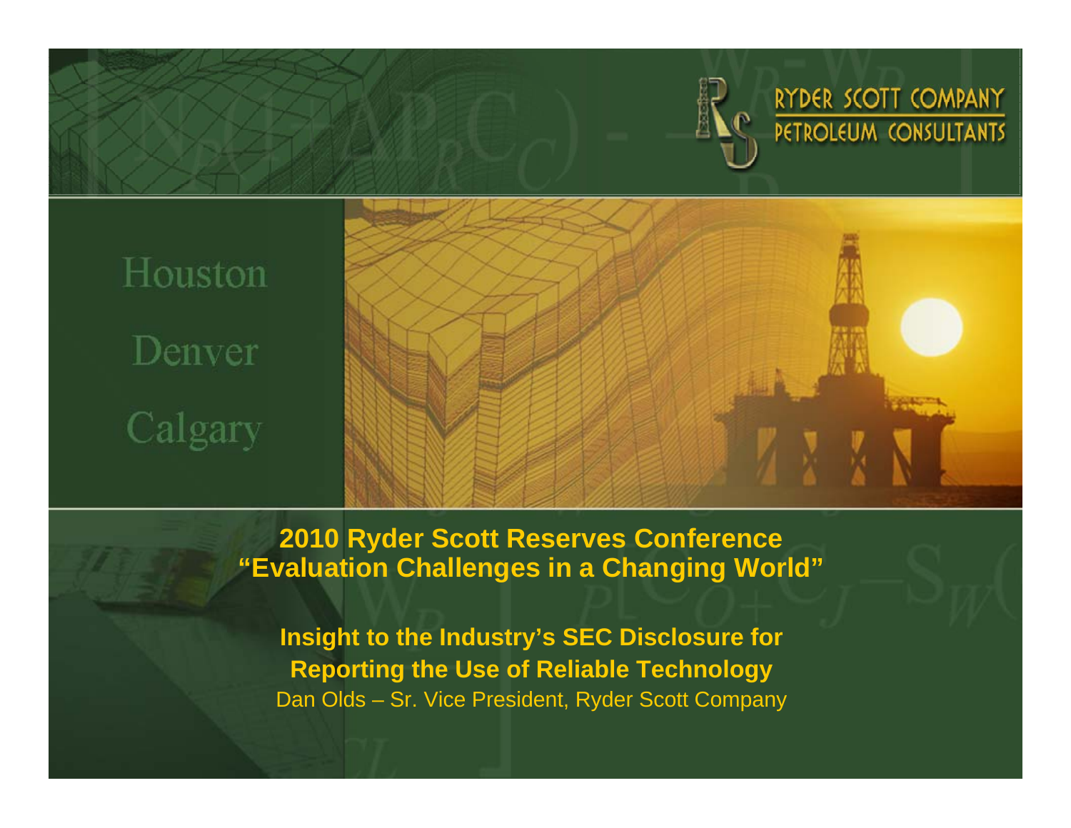RYDER SCOTT COMPANY
PETROLEUM CONSULTANTS

Houston

Denver

Calgary

# 2010 Ryder Scott Reserves Conference
# "Evaluation Challenges in a Changing World"

## Insight to the Industry's SEC Disclosure for Reporting the Use of Reliable Technology

Dan Olds – Sr. Vice President, Ryder Scott Company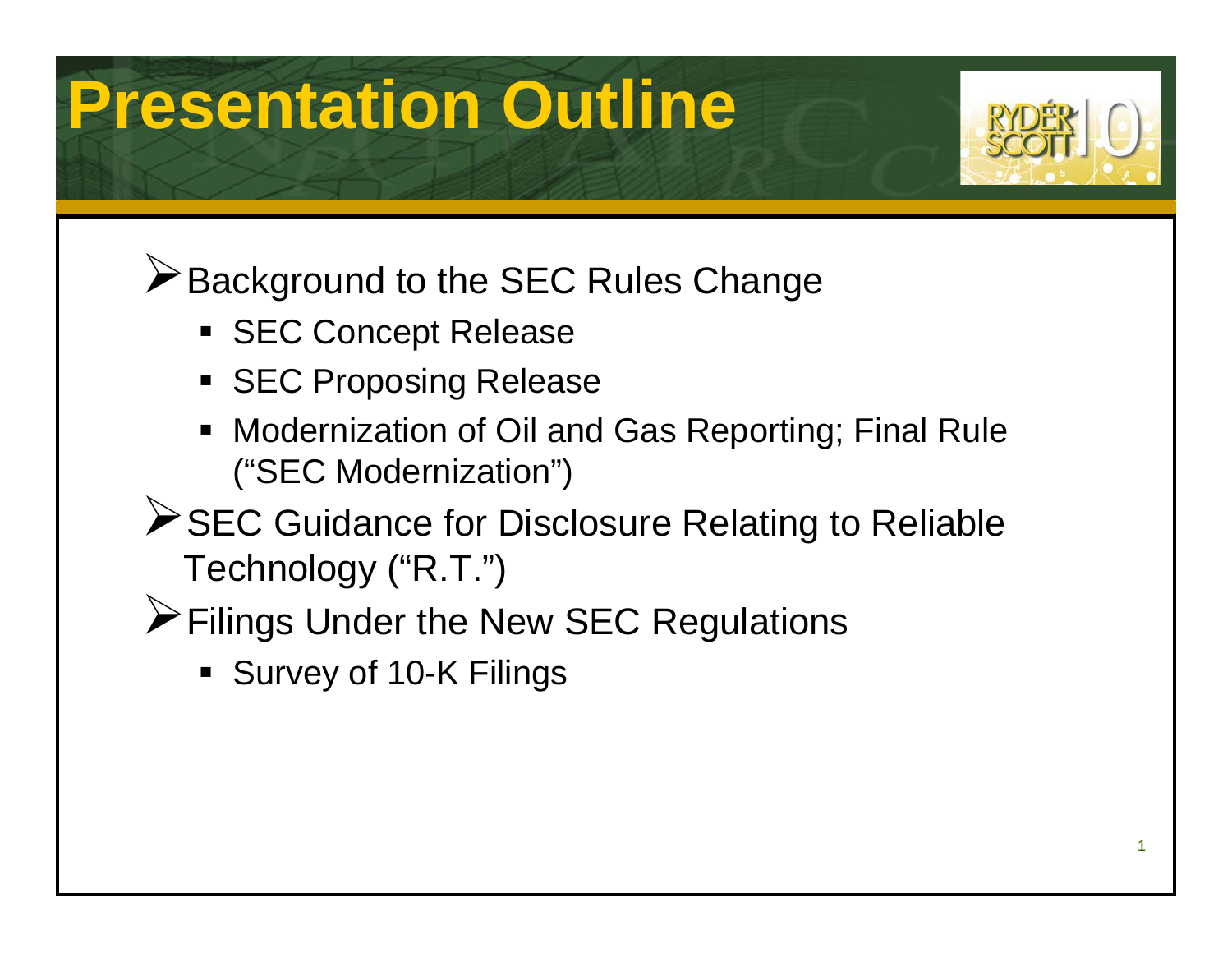# Presentation Outline

- Background to the SEC Rules Change
  - SEC Concept Release
  - SEC Proposing Release
  - Modernization of Oil and Gas Reporting; Final Rule ("SEC Modernization")
- SEC Guidance for Disclosure Relating to Reliable Technology ("R.T.")
- Filings Under the New SEC Regulations
  - Survey of 10-K Filings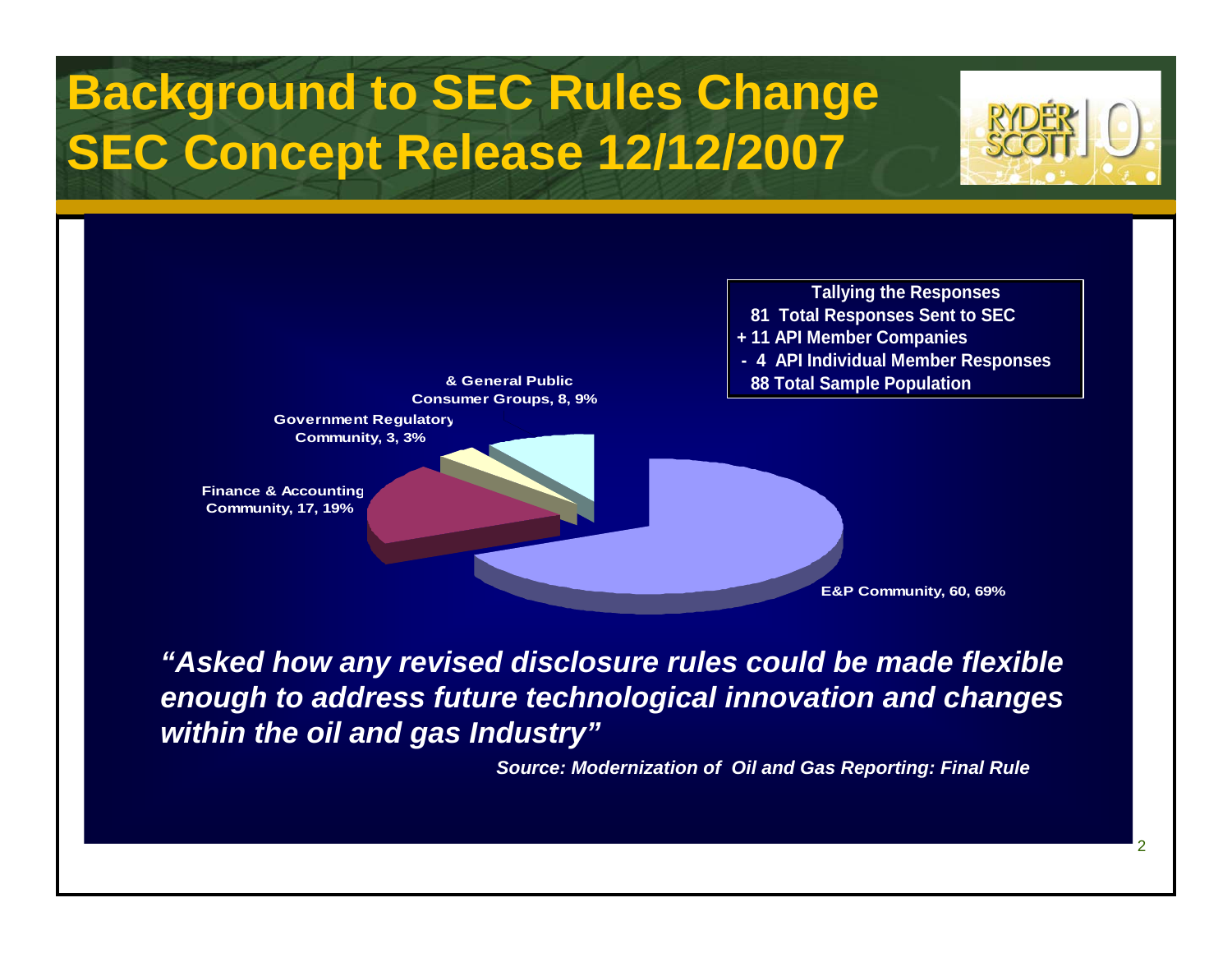# Background to SEC Rules Change SEC Concept Release 12/12/2007

**Tallying the Responses**

81 Total Responses Sent to SEC
+ 11 API Member Companies
- 4 API Individual Member Responses
88 Total Sample Population

| Respondent Group | Count | Percent |
|---|---|---|
| E&P Community | 60 | 69% |
| Finance & Accounting Community | 17 | 19% |
| Government Regulatory Community | 3 | 3% |
| Consumer Groups, & General Public | 8 | 9% |

***"Asked how any revised disclosure rules could be made flexible enough to address future technological innovation and changes within the oil and gas Industry"***

*Source: Modernization of Oil and Gas Reporting: Final Rule*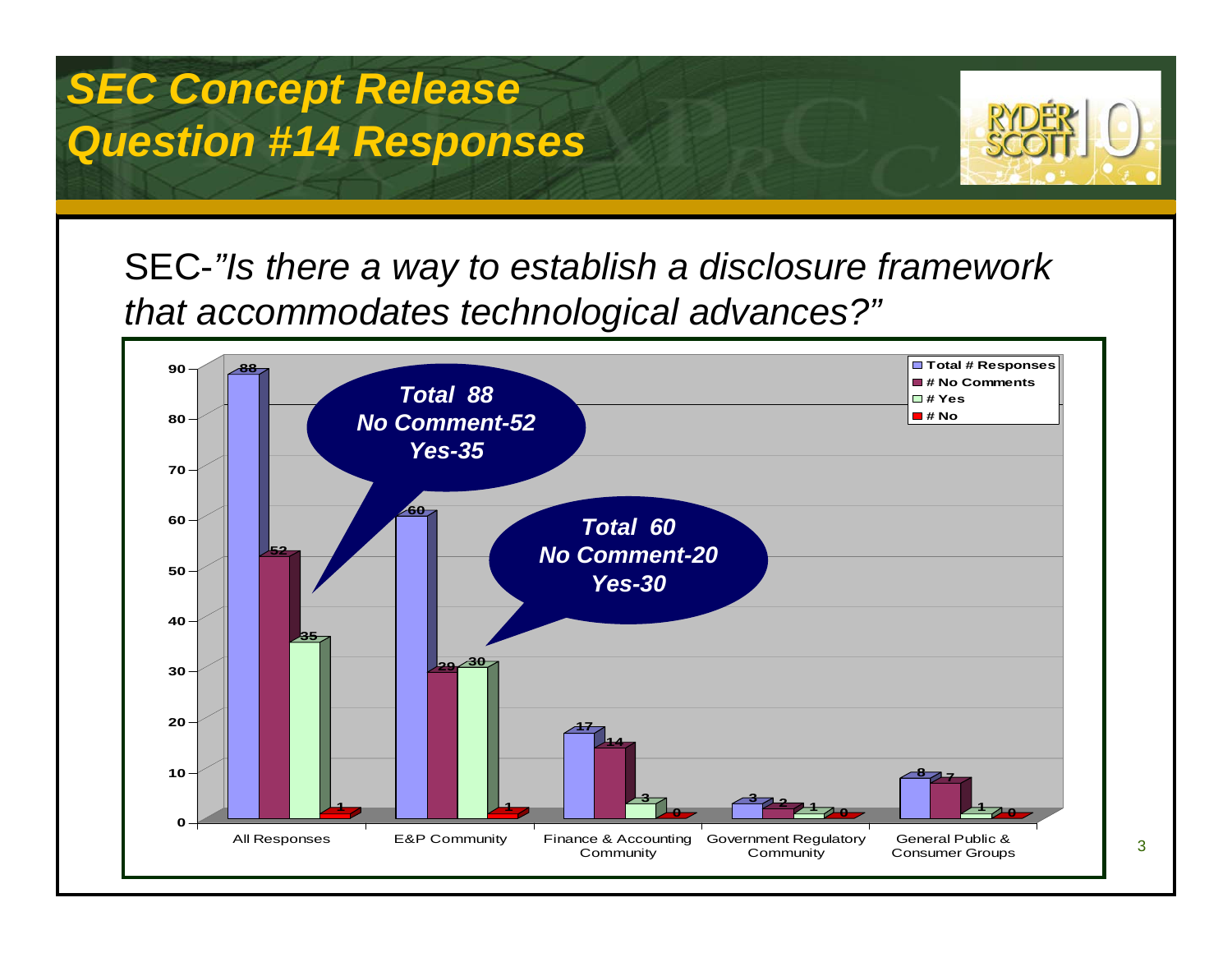# SEC Concept Release Question #14 Responses

SEC-*"Is there a way to establish a disclosure framework that accommodates technological advances?"*

| | Total # Responses | # No Comments | # Yes | # No |
|---|---|---|---|---|
| All Responses | 88 | 52 | 35 | 1 |
| E&P Community | 60 | 29 | 30 | 1 |
| Finance & Accounting Community | 17 | 14 | 3 | 0 |
| Government Regulatory Community | 3 | 2 | 1 | 0 |
| General Public & Consumer Groups | 8 | 7 | 1 | 0 |

***Total 88***
***No Comment-52***
***Yes-35***

***Total 60***
***No Comment-20***
***Yes-30***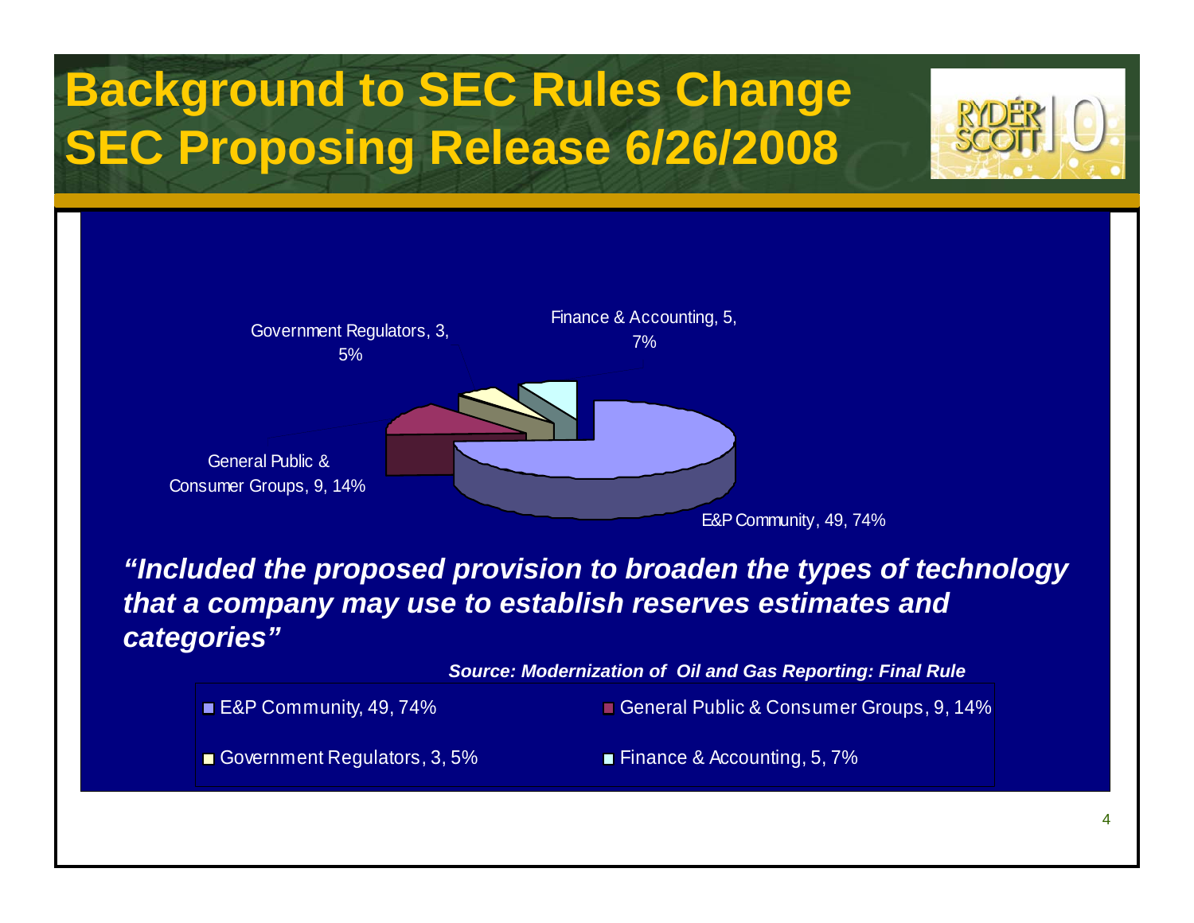# Background to SEC Rules Change
# SEC Proposing Release 6/26/2008

Government Regulators, 3, 5%

Finance & Accounting, 5, 7%

General Public & Consumer Groups, 9, 14%

E&P Community, 49, 74%

***"Included the proposed provision to broaden the types of technology that a company may use to establish reserves estimates and categories"***

***Source: Modernization of Oil and Gas Reporting: Final Rule***

- E&P Community, 49, 74%
- General Public & Consumer Groups, 9, 14%
- Government Regulators, 3, 5%
- Finance & Accounting, 5, 7%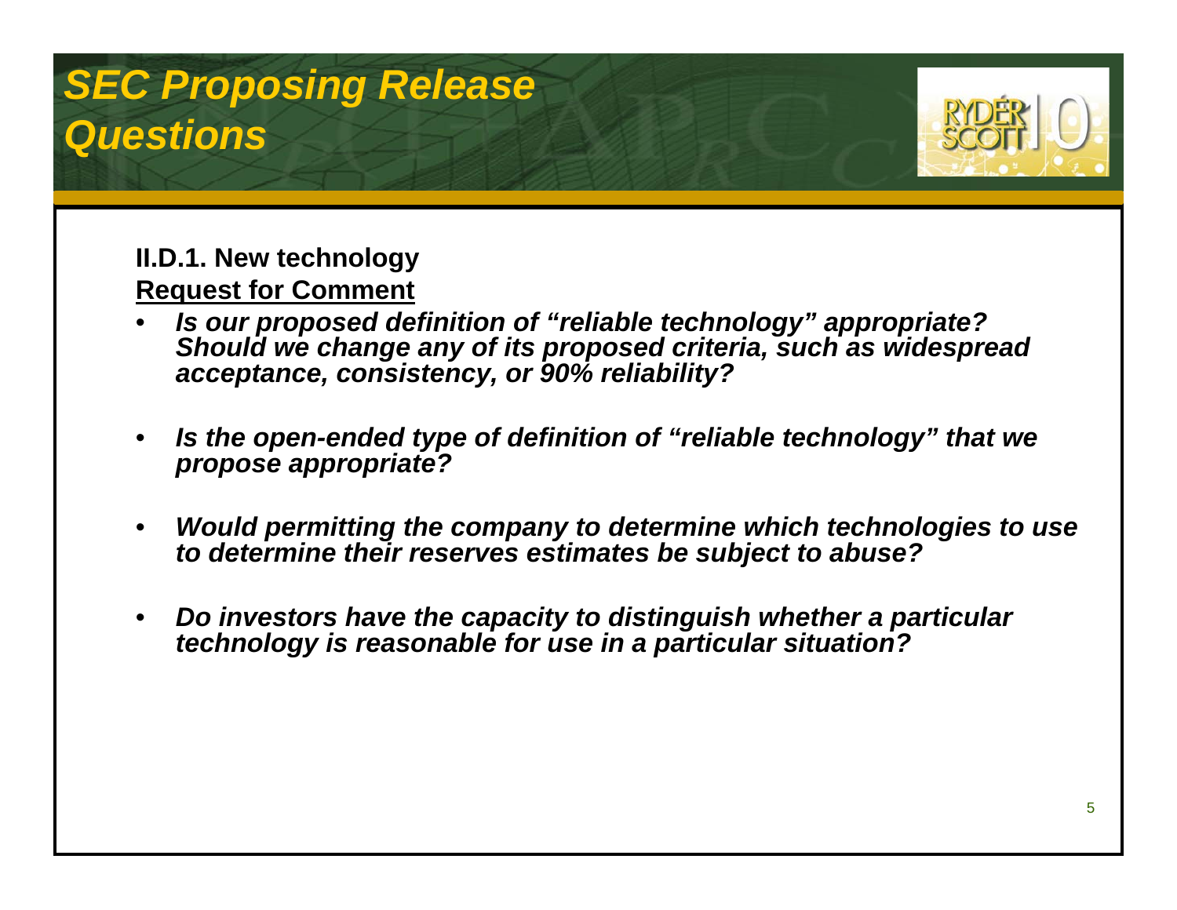# *SEC Proposing Release Questions*

**II.D.1. New technology**

**Request for Comment**

- ***Is our proposed definition of "reliable technology" appropriate? Should we change any of its proposed criteria, such as widespread acceptance, consistency, or 90% reliability?***

- ***Is the open-ended type of definition of "reliable technology" that we propose appropriate?***

- ***Would permitting the company to determine which technologies to use to determine their reserves estimates be subject to abuse?***

- ***Do investors have the capacity to distinguish whether a particular technology is reasonable for use in a particular situation?***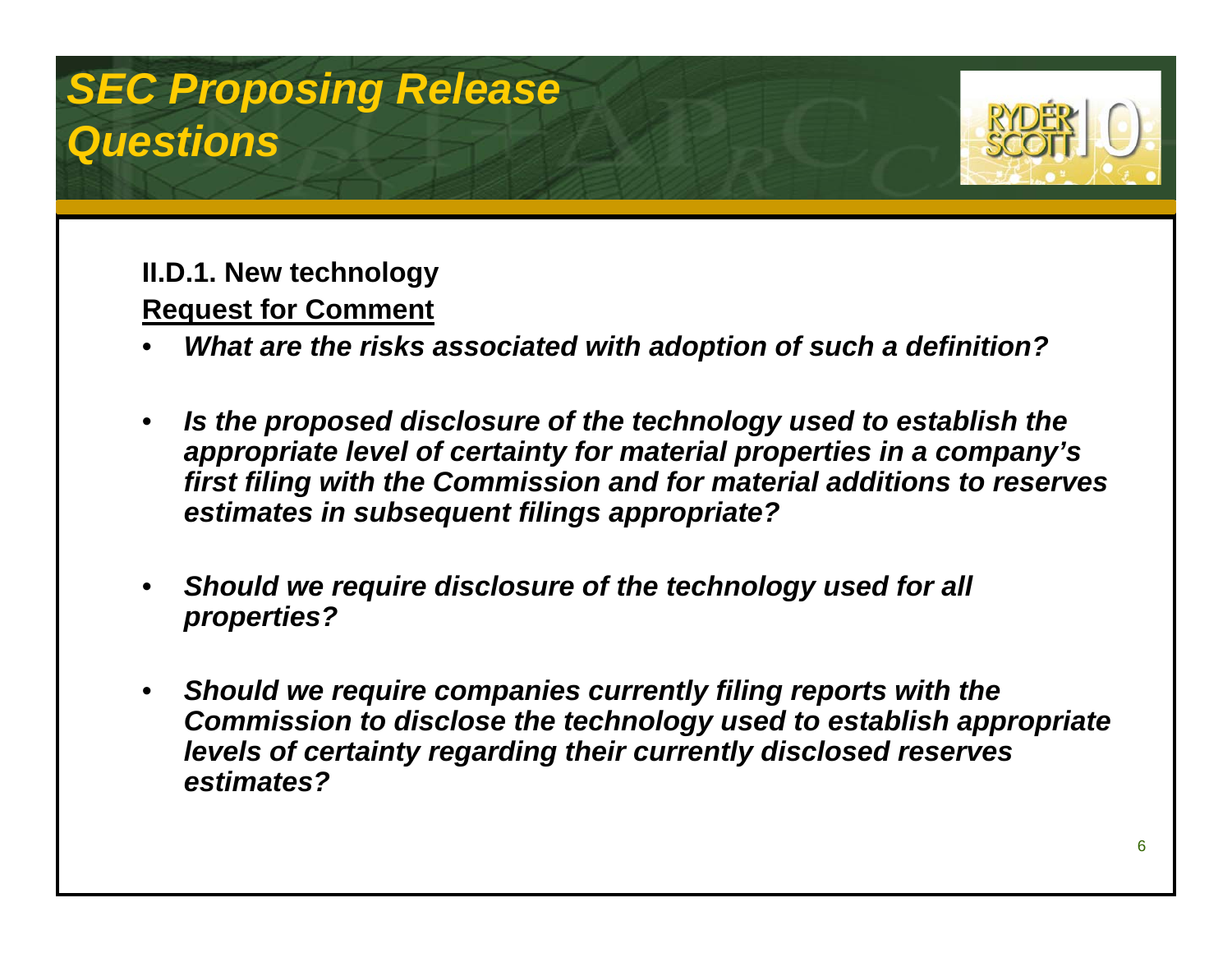# *SEC Proposing Release Questions*

**II.D.1. New technology**

**Request for Comment**

- ***What are the risks associated with adoption of such a definition?***
- ***Is the proposed disclosure of the technology used to establish the appropriate level of certainty for material properties in a company's first filing with the Commission and for material additions to reserves estimates in subsequent filings appropriate?***
- ***Should we require disclosure of the technology used for all properties?***
- ***Should we require companies currently filing reports with the Commission to disclose the technology used to establish appropriate levels of certainty regarding their currently disclosed reserves estimates?***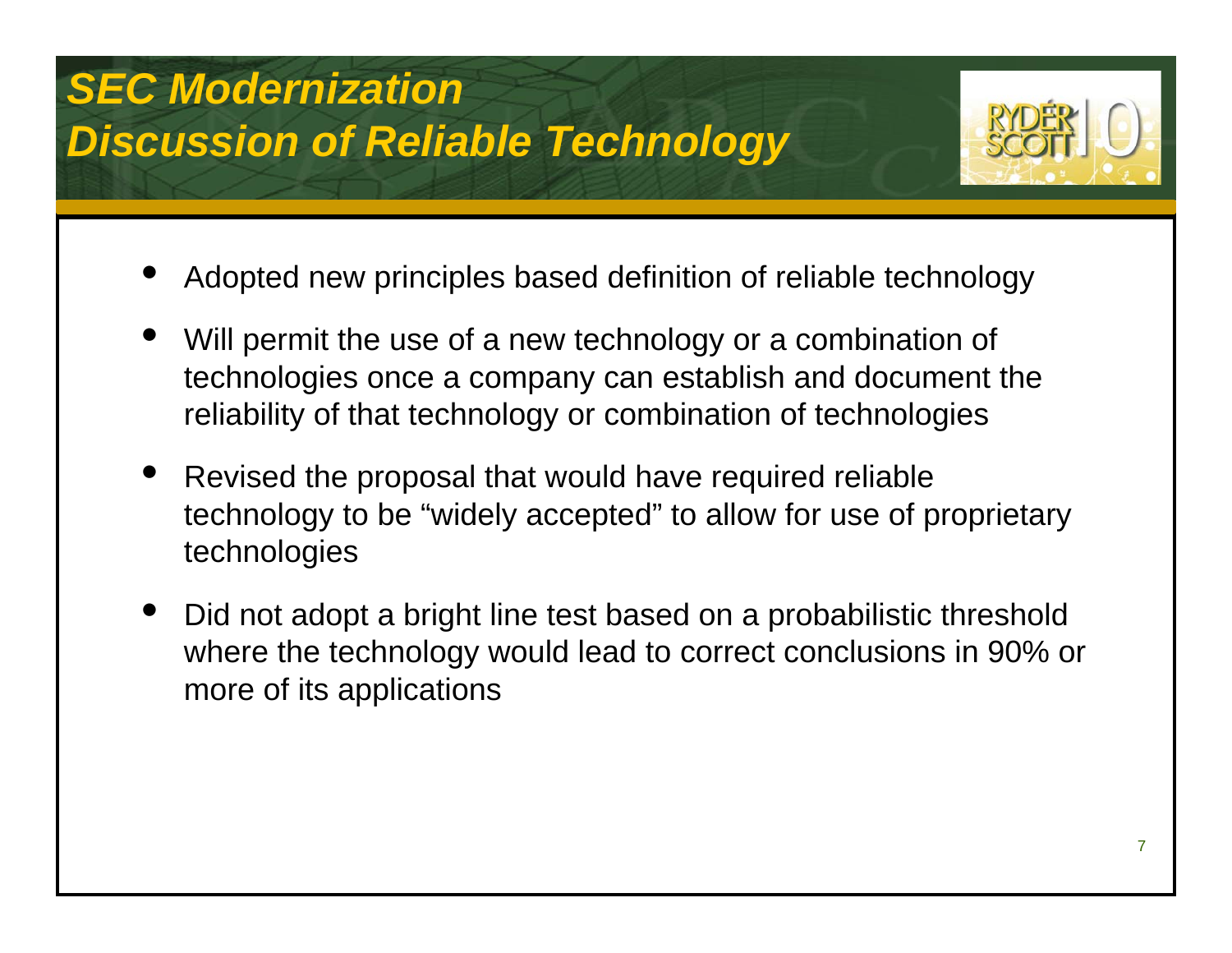# *SEC Modernization*
# *Discussion of Reliable Technology*

- Adopted new principles based definition of reliable technology
- Will permit the use of a new technology or a combination of technologies once a company can establish and document the reliability of that technology or combination of technologies
- Revised the proposal that would have required reliable technology to be "widely accepted" to allow for use of proprietary technologies
- Did not adopt a bright line test based on a probabilistic threshold where the technology would lead to correct conclusions in 90% or more of its applications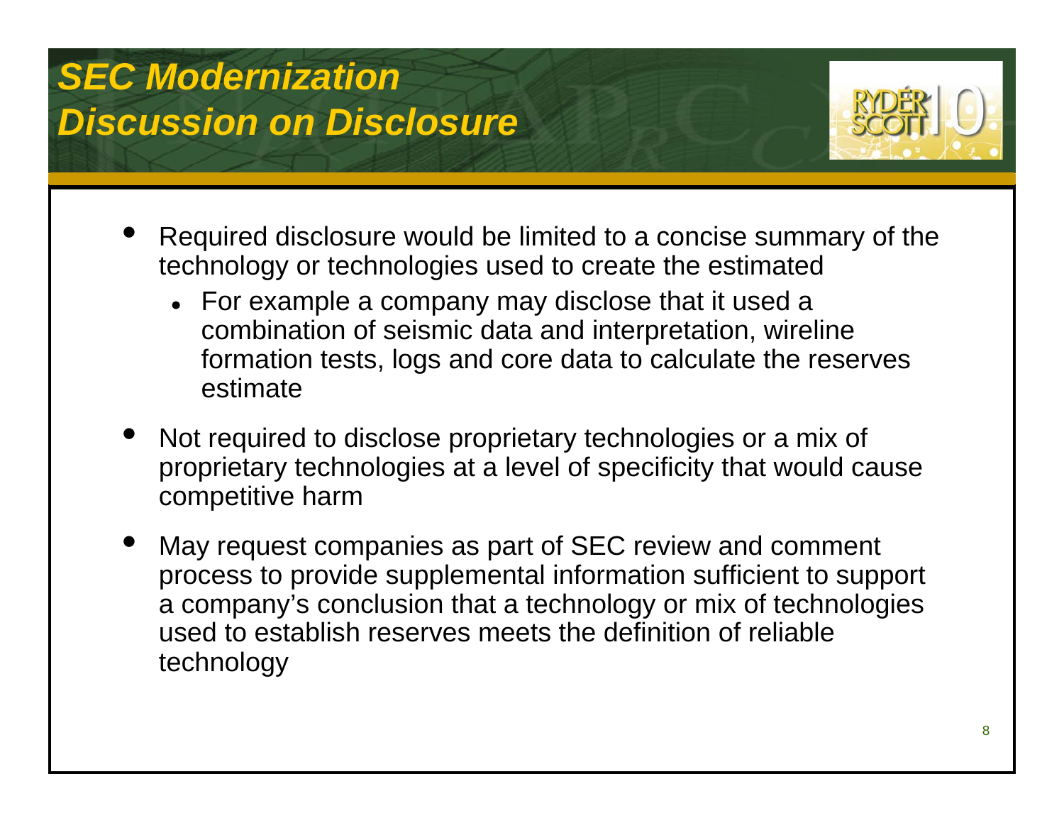# SEC Modernization
# Discussion on Disclosure

- Required disclosure would be limited to a concise summary of the technology or technologies used to create the estimated
  - For example a company may disclose that it used a combination of seismic data and interpretation, wireline formation tests, logs and core data to calculate the reserves estimate
- Not required to disclose proprietary technologies or a mix of proprietary technologies at a level of specificity that would cause competitive harm
- May request companies as part of SEC review and comment process to provide supplemental information sufficient to support a company's conclusion that a technology or mix of technologies used to establish reserves meets the definition of reliable technology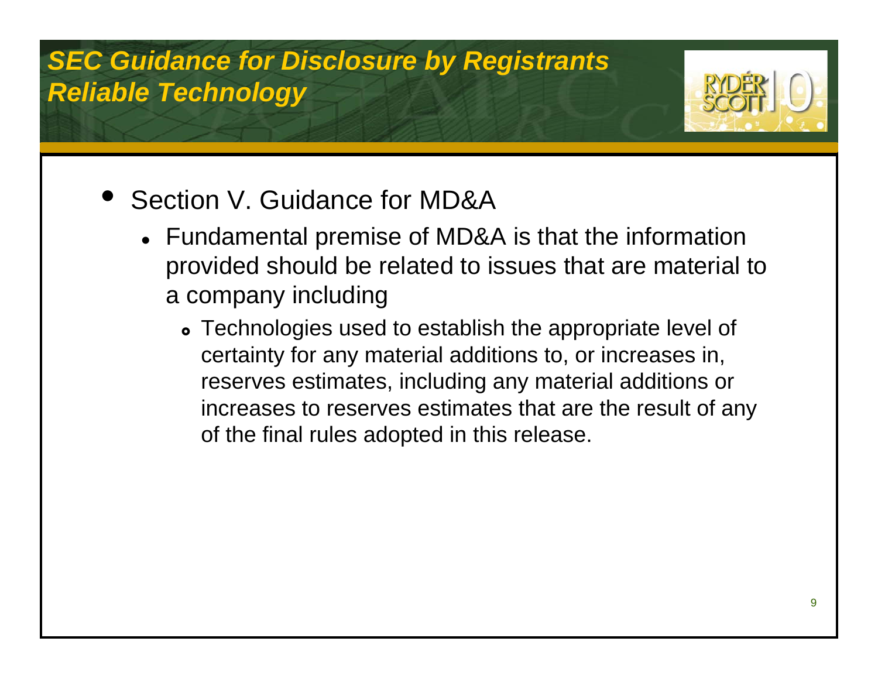# SEC Guidance for Disclosure by Registrants
## Reliable Technology

- Section V. Guidance for MD&A
  - Fundamental premise of MD&A is that the information provided should be related to issues that are material to a company including
    - Technologies used to establish the appropriate level of certainty for any material additions to, or increases in, reserves estimates, including any material additions or increases to reserves estimates that are the result of any of the final rules adopted in this release.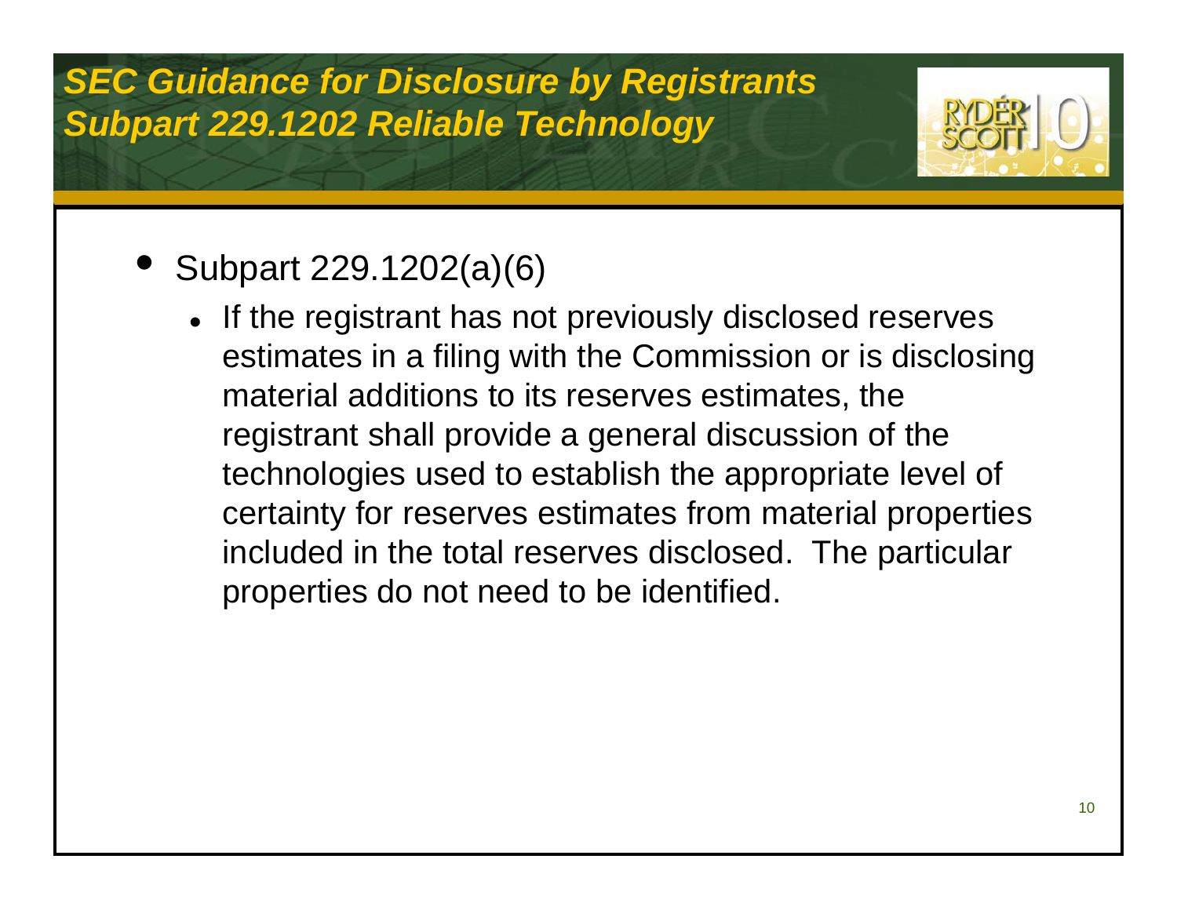## *SEC Guidance for Disclosure by Registrants*
## *Subpart 229.1202 Reliable Technology*

- Subpart 229.1202(a)(6)
  - If the registrant has not previously disclosed reserves estimates in a filing with the Commission or is disclosing material additions to its reserves estimates, the registrant shall provide a general discussion of the technologies used to establish the appropriate level of certainty for reserves estimates from material properties included in the total reserves disclosed. The particular properties do not need to be identified.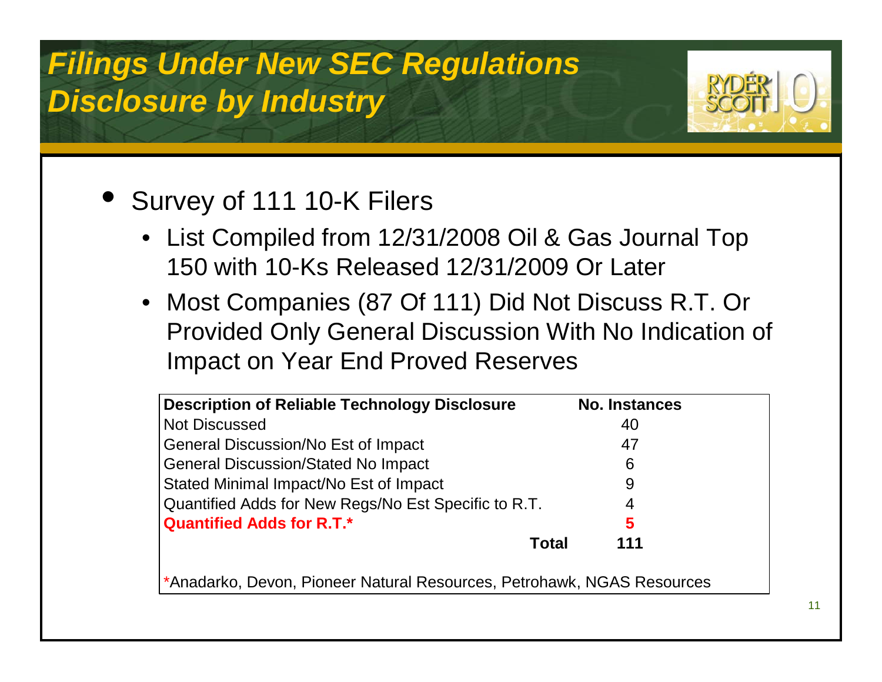# *Filings Under New SEC Regulations Disclosure by Industry*

- Survey of 111 10-K Filers
  - List Compiled from 12/31/2008 Oil & Gas Journal Top 150 with 10-Ks Released 12/31/2009 Or Later
  - Most Companies (87 Of 111) Did Not Discuss R.T. Or Provided Only General Discussion With No Indication of Impact on Year End Proved Reserves

| Description of Reliable Technology Disclosure | No. Instances |
|---|---|
| Not Discussed | 40 |
| General Discussion/No Est of Impact | 47 |
| General Discussion/Stated No Impact | 6 |
| Stated Minimal Impact/No Est of Impact | 9 |
| Quantified Adds for New Regs/No Est Specific to R.T. | 4 |
| **Quantified Adds for R.T.*** | **5** |
| **Total** | **111** |

*Anadarko, Devon, Pioneer Natural Resources, Petrohawk, NGAS Resources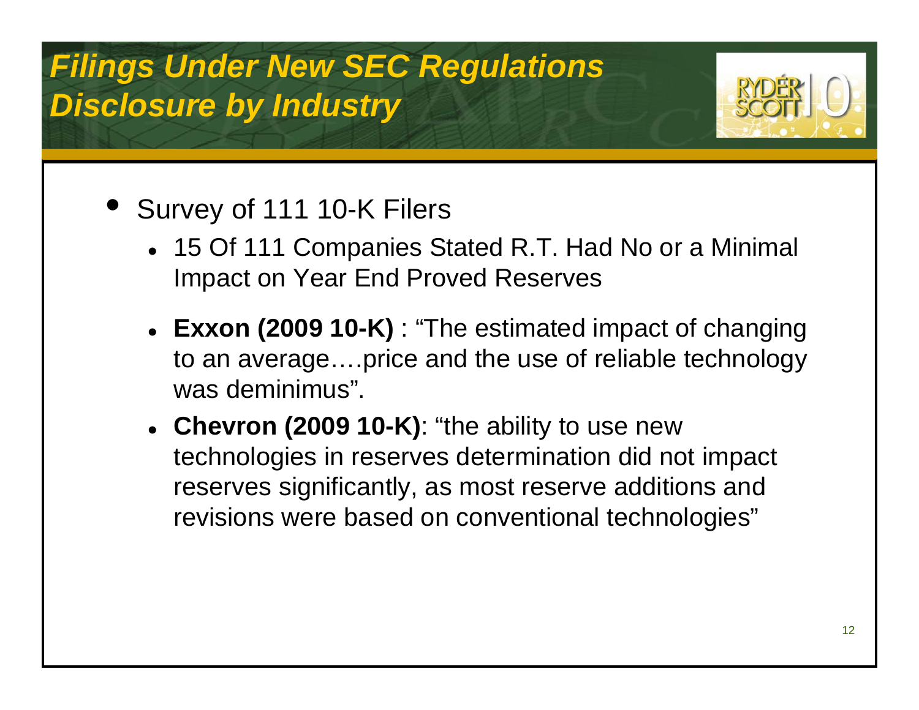# *Filings Under New SEC Regulations Disclosure by Industry*

- Survey of 111 10-K Filers
  - 15 Of 111 Companies Stated R.T. Had No or a Minimal Impact on Year End Proved Reserves
  - **Exxon (2009 10-K)** : “The estimated impact of changing to an average….price and the use of reliable technology was deminimus”.
  - **Chevron (2009 10-K)**: “the ability to use new technologies in reserves determination did not impact reserves significantly, as most reserve additions and revisions were based on conventional technologies”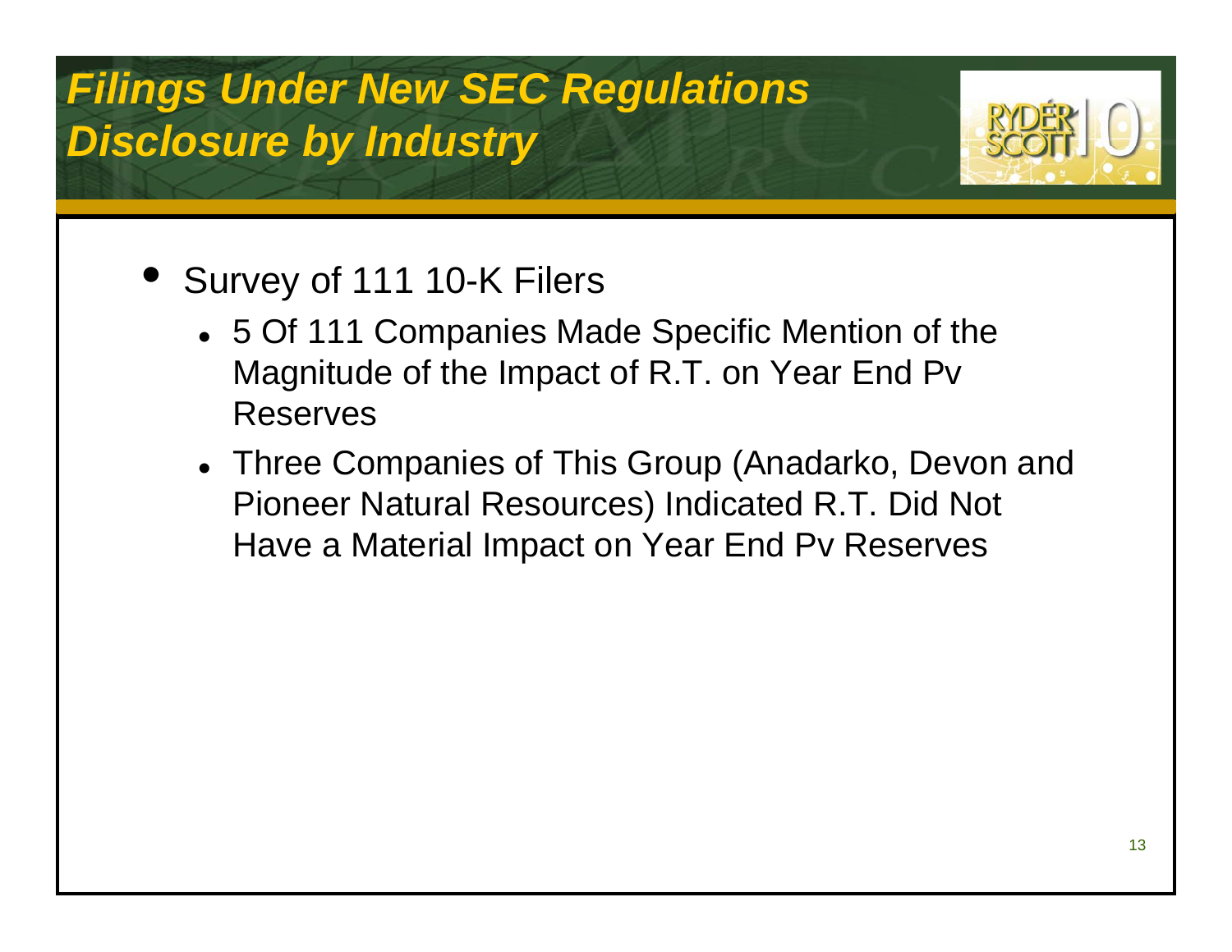# *Filings Under New SEC Regulations Disclosure by Industry*

- Survey of 111 10-K Filers
  - 5 Of 111 Companies Made Specific Mention of the Magnitude of the Impact of R.T. on Year End Pv Reserves
  - Three Companies of This Group (Anadarko, Devon and Pioneer Natural Resources) Indicated R.T. Did Not Have a Material Impact on Year End Pv Reserves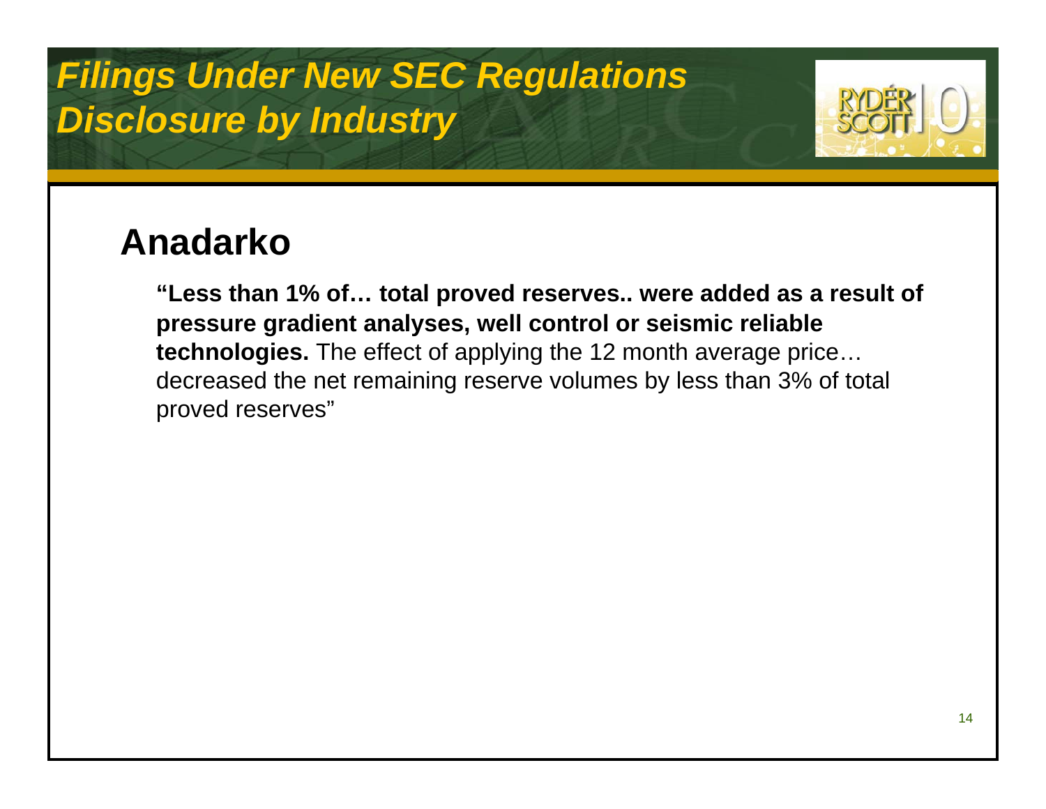# *Filings Under New SEC Regulations Disclosure by Industry*

## Anadarko

**"Less than 1% of… total proved reserves.. were added as a result of pressure gradient analyses, well control or seismic reliable technologies.** The effect of applying the 12 month average price… decreased the net remaining reserve volumes by less than 3% of total proved reserves"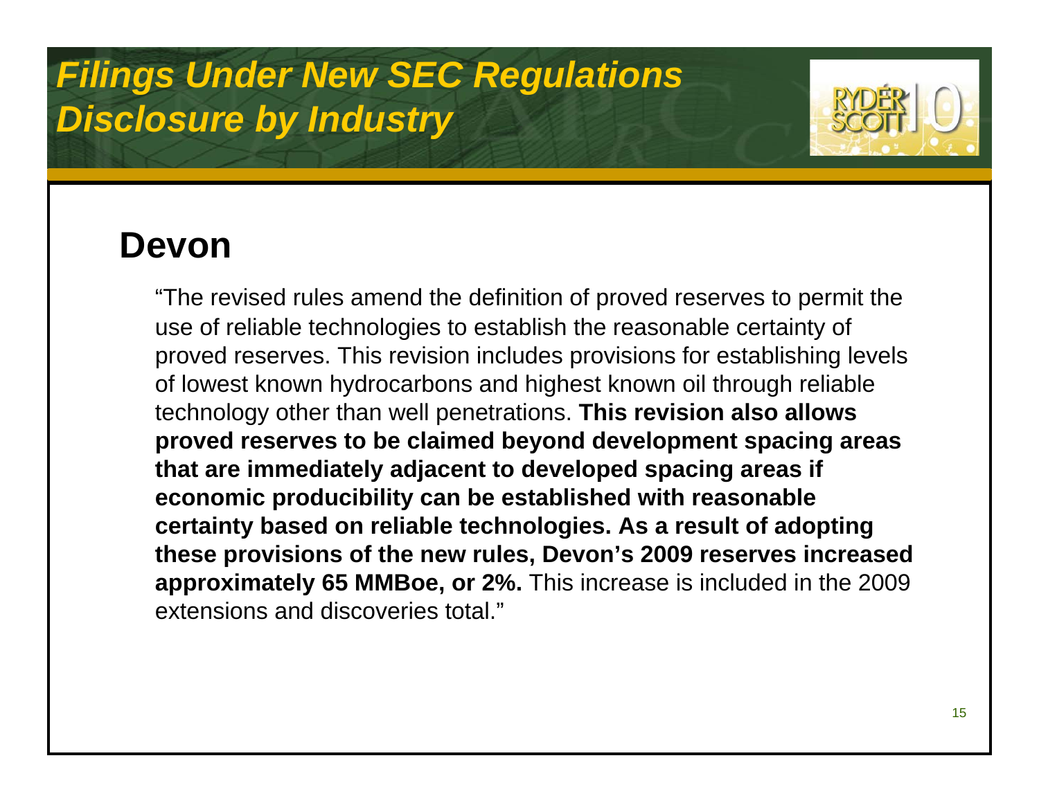# *Filings Under New SEC Regulations Disclosure by Industry*

## Devon

"The revised rules amend the definition of proved reserves to permit the use of reliable technologies to establish the reasonable certainty of proved reserves. This revision includes provisions for establishing levels of lowest known hydrocarbons and highest known oil through reliable technology other than well penetrations. **This revision also allows proved reserves to be claimed beyond development spacing areas that are immediately adjacent to developed spacing areas if economic producibility can be established with reasonable certainty based on reliable technologies. As a result of adopting these provisions of the new rules, Devon's 2009 reserves increased approximately 65 MMBoe, or 2%.** This increase is included in the 2009 extensions and discoveries total."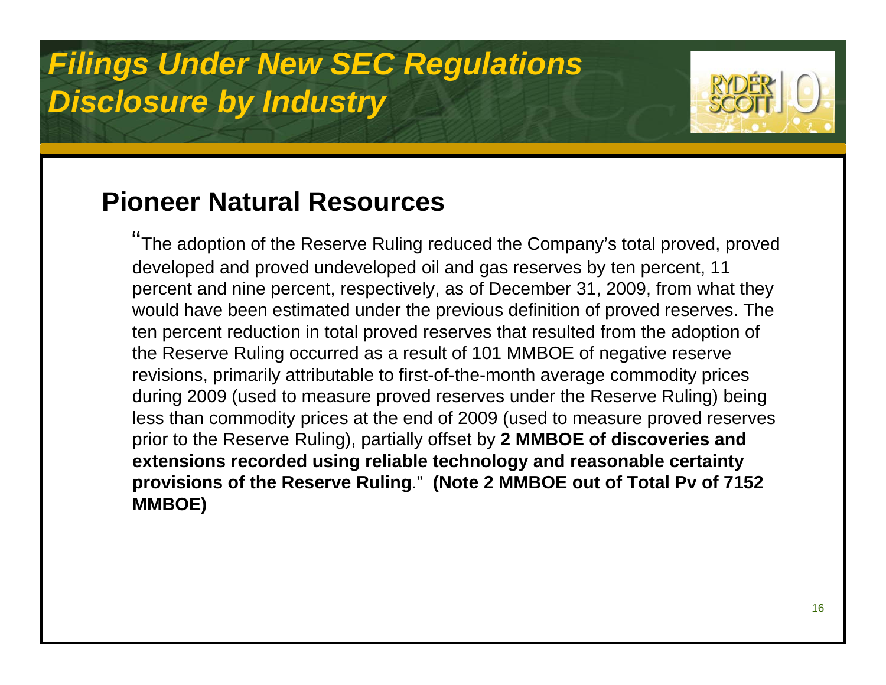# *Filings Under New SEC Regulations Disclosure by Industry*

## Pioneer Natural Resources

"The adoption of the Reserve Ruling reduced the Company's total proved, proved developed and proved undeveloped oil and gas reserves by ten percent, 11 percent and nine percent, respectively, as of December 31, 2009, from what they would have been estimated under the previous definition of proved reserves. The ten percent reduction in total proved reserves that resulted from the adoption of the Reserve Ruling occurred as a result of 101 MMBOE of negative reserve revisions, primarily attributable to first-of-the-month average commodity prices during 2009 (used to measure proved reserves under the Reserve Ruling) being less than commodity prices at the end of 2009 (used to measure proved reserves prior to the Reserve Ruling), partially offset by **2 MMBOE of discoveries and extensions recorded using reliable technology and reasonable certainty provisions of the Reserve Ruling**." **(Note 2 MMBOE out of Total Pv of 7152 MMBOE)**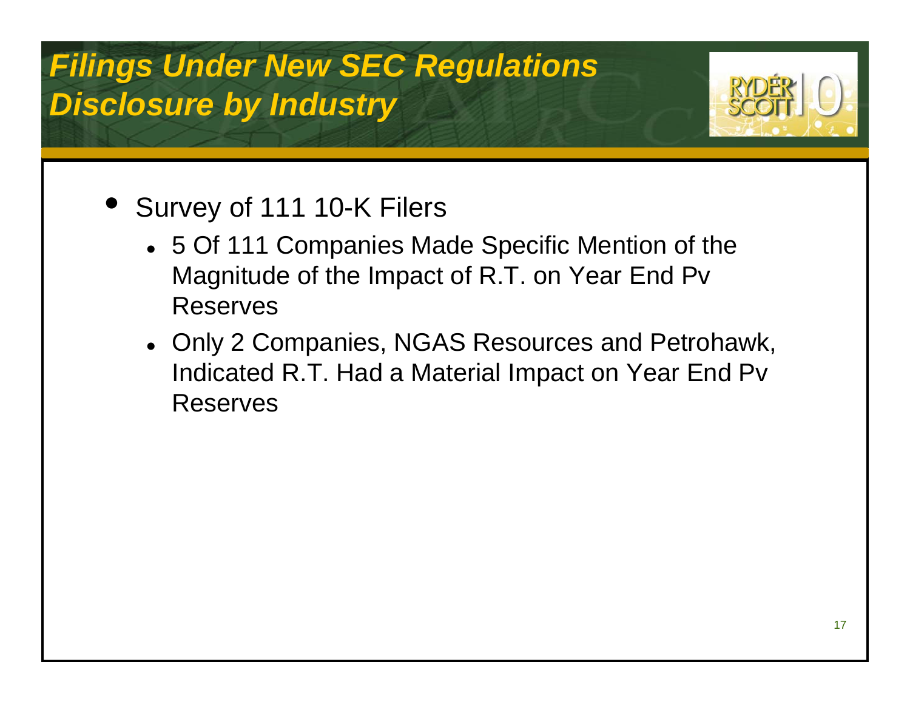# *Filings Under New SEC Regulations Disclosure by Industry*

- Survey of 111 10-K Filers
  - 5 Of 111 Companies Made Specific Mention of the Magnitude of the Impact of R.T. on Year End Pv Reserves
  - Only 2 Companies, NGAS Resources and Petrohawk, Indicated R.T. Had a Material Impact on Year End Pv Reserves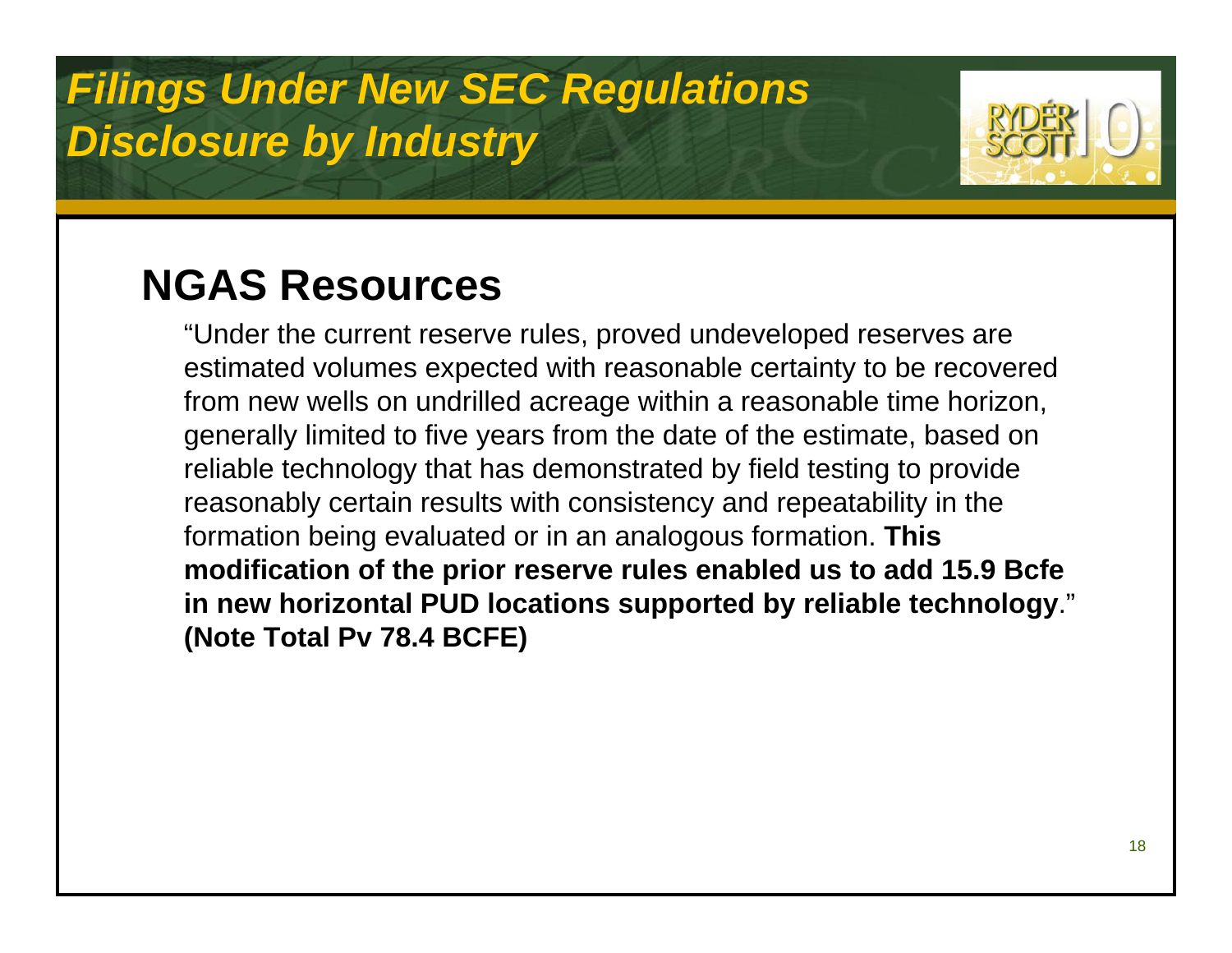# *Filings Under New SEC Regulations Disclosure by Industry*

## NGAS Resources

"Under the current reserve rules, proved undeveloped reserves are estimated volumes expected with reasonable certainty to be recovered from new wells on undrilled acreage within a reasonable time horizon, generally limited to five years from the date of the estimate, based on reliable technology that has demonstrated by field testing to provide reasonably certain results with consistency and repeatability in the formation being evaluated or in an analogous formation. **This modification of the prior reserve rules enabled us to add 15.9 Bcfe in new horizontal PUD locations supported by reliable technology**." **(Note Total Pv 78.4 BCFE)**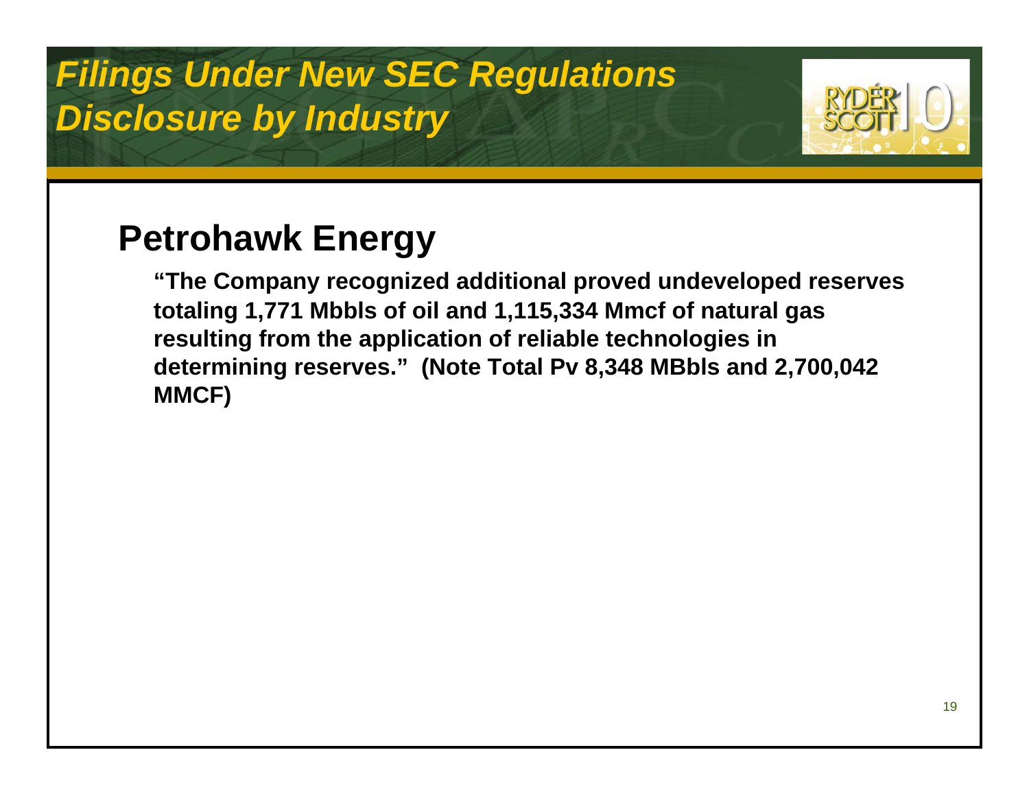# Filings Under New SEC Regulations Disclosure by Industry

## Petrohawk Energy

**"The Company recognized additional proved undeveloped reserves totaling 1,771 Mbbls of oil and 1,115,334 Mmcf of natural gas resulting from the application of reliable technologies in determining reserves." (Note Total Pv 8,348 MBbls and 2,700,042 MMCF)**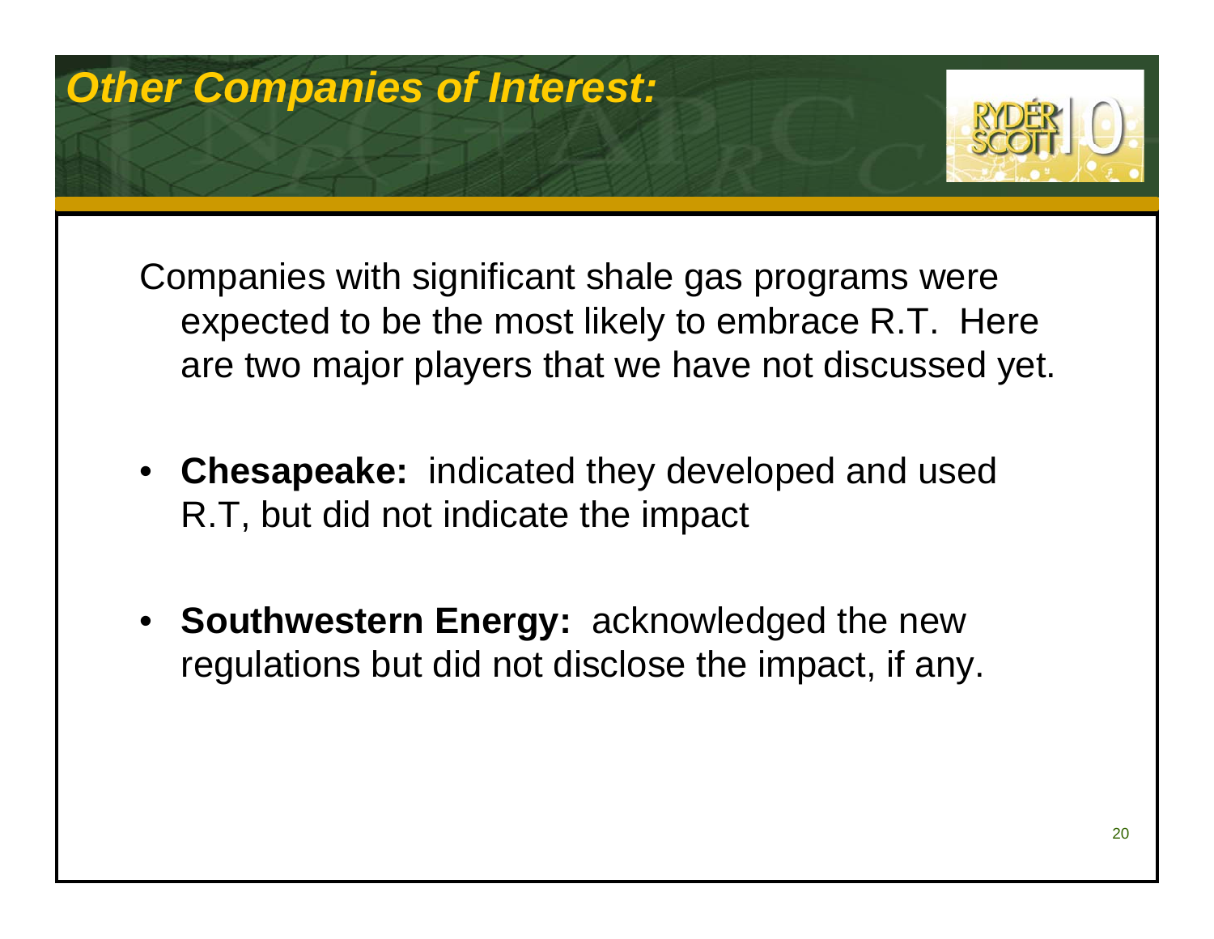# *Other Companies of Interest:*

Companies with significant shale gas programs were expected to be the most likely to embrace R.T. Here are two major players that we have not discussed yet.

- **Chesapeake:** indicated they developed and used R.T, but did not indicate the impact
- **Southwestern Energy:** acknowledged the new regulations but did not disclose the impact, if any.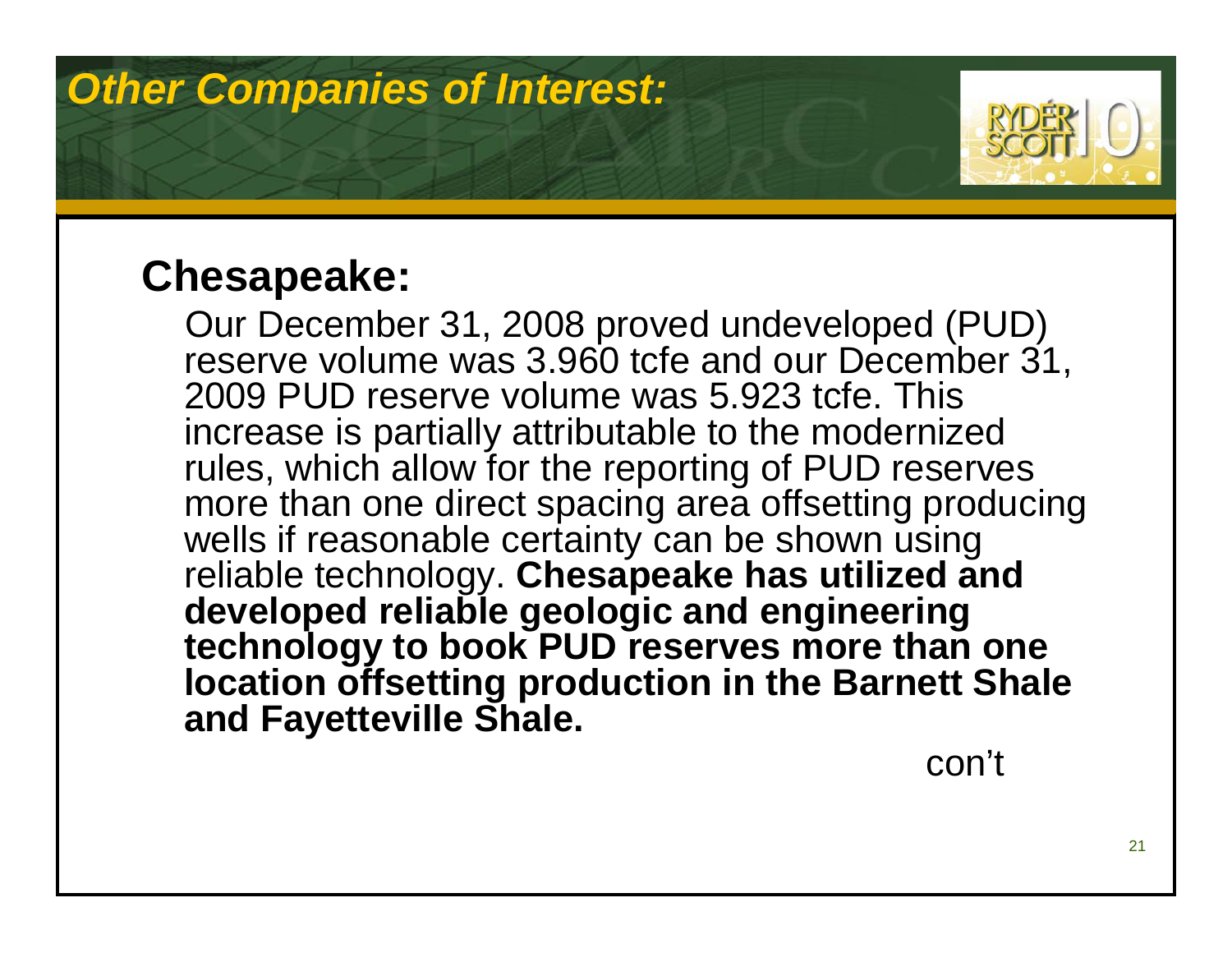# *Other Companies of Interest:*

## Chesapeake:

Our December 31, 2008 proved undeveloped (PUD) reserve volume was 3.960 tcfe and our December 31, 2009 PUD reserve volume was 5.923 tcfe. This increase is partially attributable to the modernized rules, which allow for the reporting of PUD reserves more than one direct spacing area offsetting producing wells if reasonable certainty can be shown using reliable technology. **Chesapeake has utilized and developed reliable geologic and engineering technology to book PUD reserves more than one location offsetting production in the Barnett Shale and Fayetteville Shale.**

con't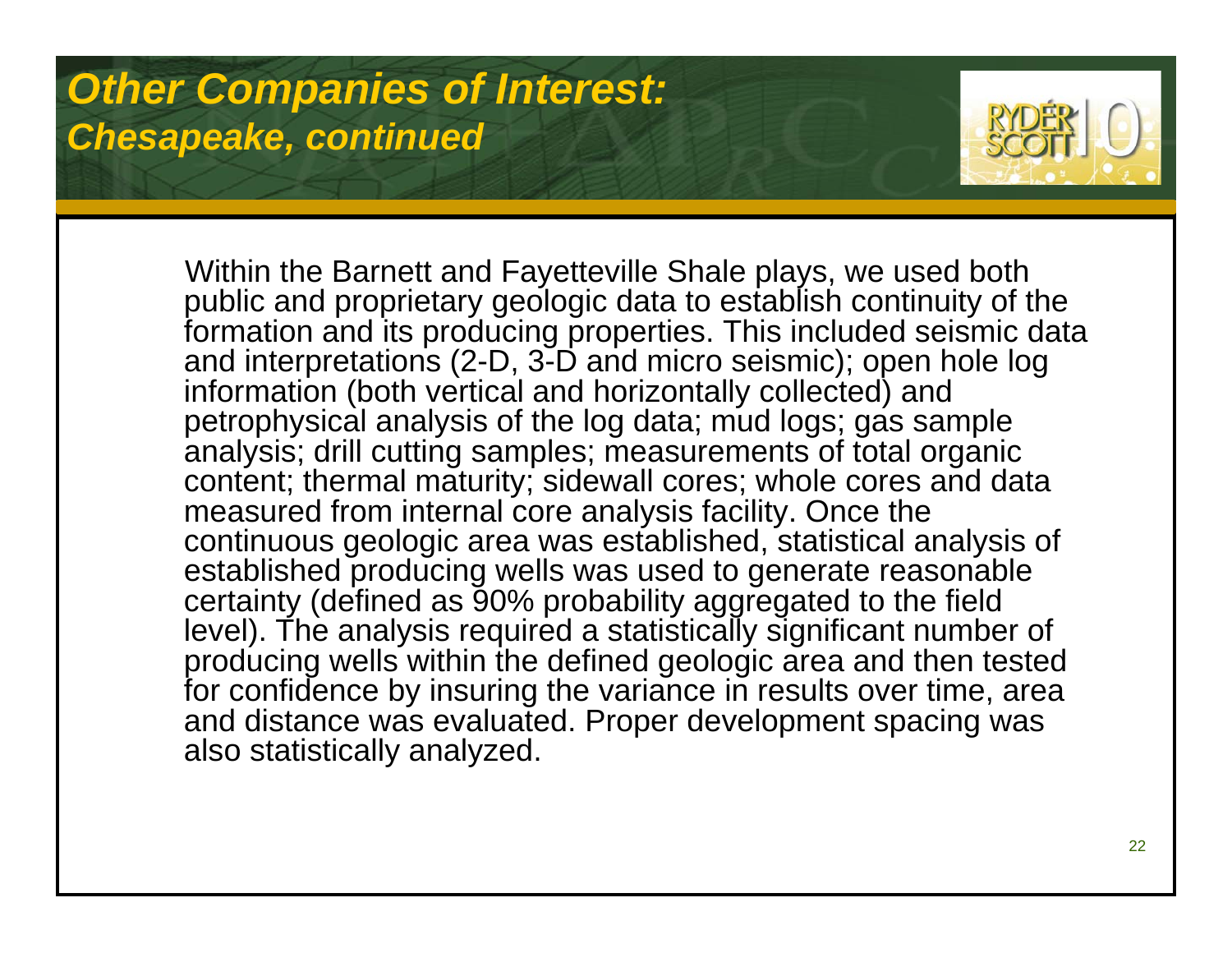# *Other Companies of Interest:*
## *Chesapeake, continued*

Within the Barnett and Fayetteville Shale plays, we used both public and proprietary geologic data to establish continuity of the formation and its producing properties. This included seismic data and interpretations (2-D, 3-D and micro seismic); open hole log information (both vertical and horizontally collected) and petrophysical analysis of the log data; mud logs; gas sample analysis; drill cutting samples; measurements of total organic content; thermal maturity; sidewall cores; whole cores and data measured from internal core analysis facility. Once the continuous geologic area was established, statistical analysis of established producing wells was used to generate reasonable certainty (defined as 90% probability aggregated to the field level). The analysis required a statistically significant number of producing wells within the defined geologic area and then tested for confidence by insuring the variance in results over time, area and distance was evaluated. Proper development spacing was also statistically analyzed.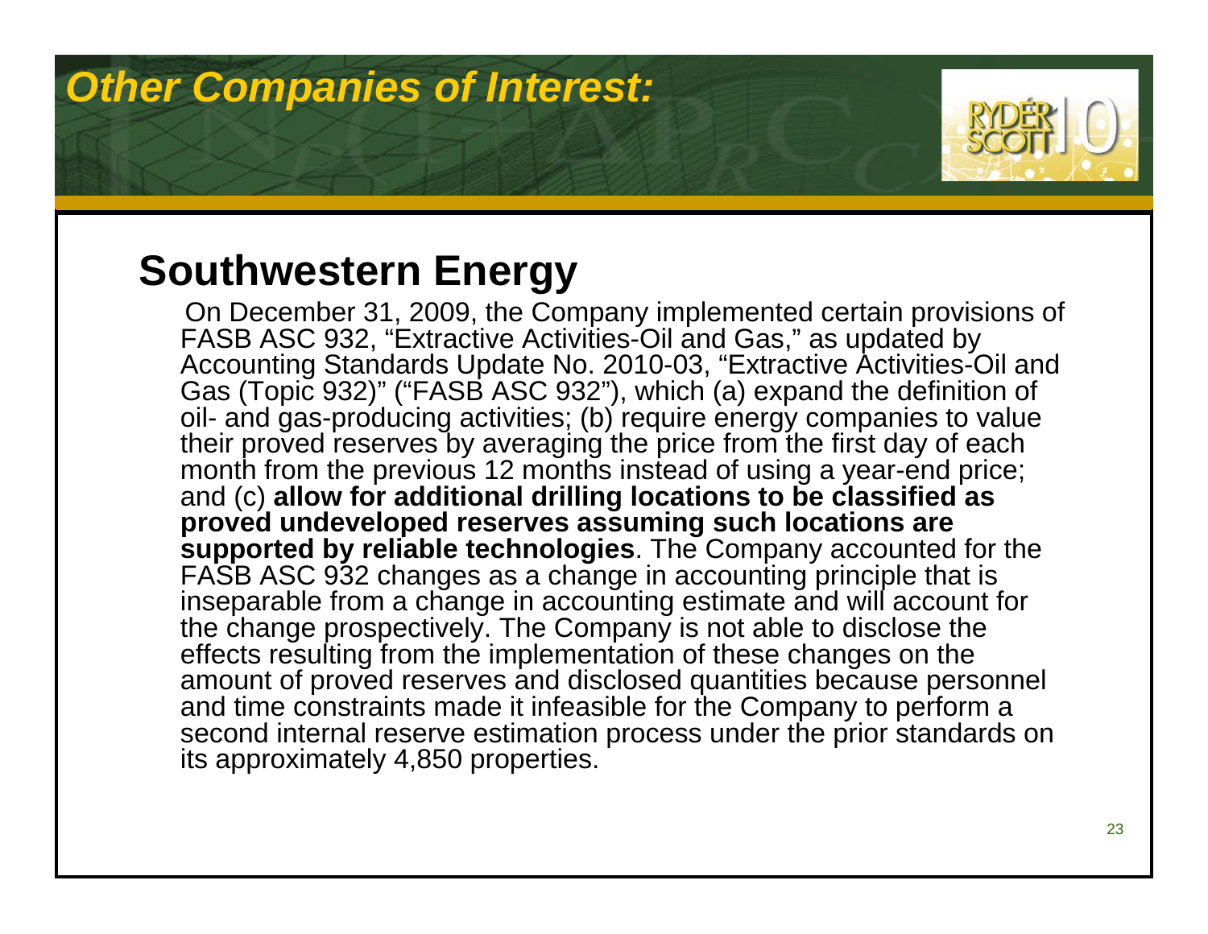# Other Companies of Interest:

## Southwestern Energy

On December 31, 2009, the Company implemented certain provisions of FASB ASC 932, "Extractive Activities-Oil and Gas," as updated by Accounting Standards Update No. 2010-03, "Extractive Activities-Oil and Gas (Topic 932)" ("FASB ASC 932"), which (a) expand the definition of oil- and gas-producing activities; (b) require energy companies to value their proved reserves by averaging the price from the first day of each month from the previous 12 months instead of using a year-end price; and (c) **allow for additional drilling locations to be classified as proved undeveloped reserves assuming such locations are supported by reliable technologies**. The Company accounted for the FASB ASC 932 changes as a change in accounting principle that is inseparable from a change in accounting estimate and will account for the change prospectively. The Company is not able to disclose the effects resulting from the implementation of these changes on the amount of proved reserves and disclosed quantities because personnel and time constraints made it infeasible for the Company to perform a second internal reserve estimation process under the prior standards on its approximately 4,850 properties.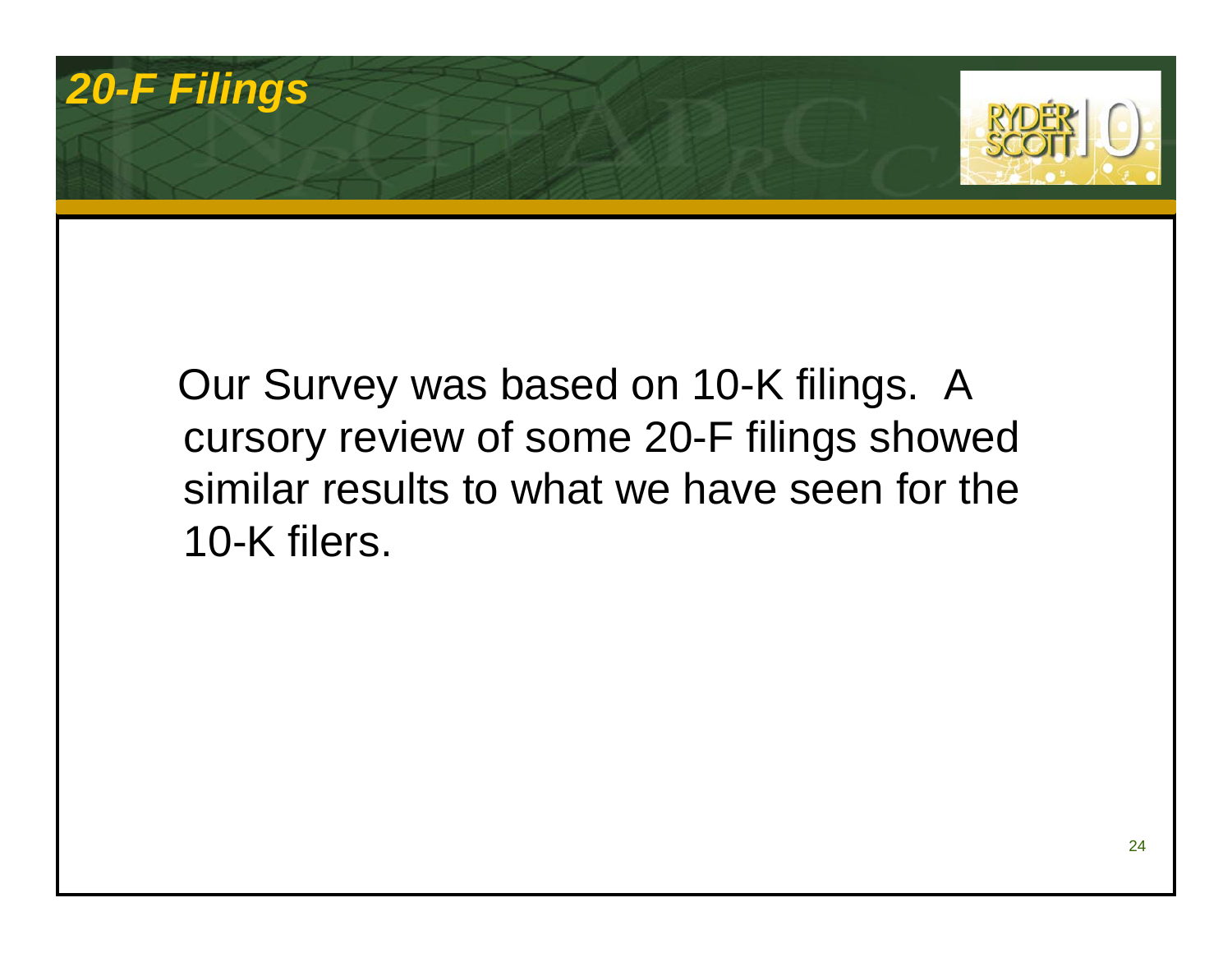# 20-F Filings

Our Survey was based on 10-K filings. A cursory review of some 20-F filings showed similar results to what we have seen for the 10-K filers.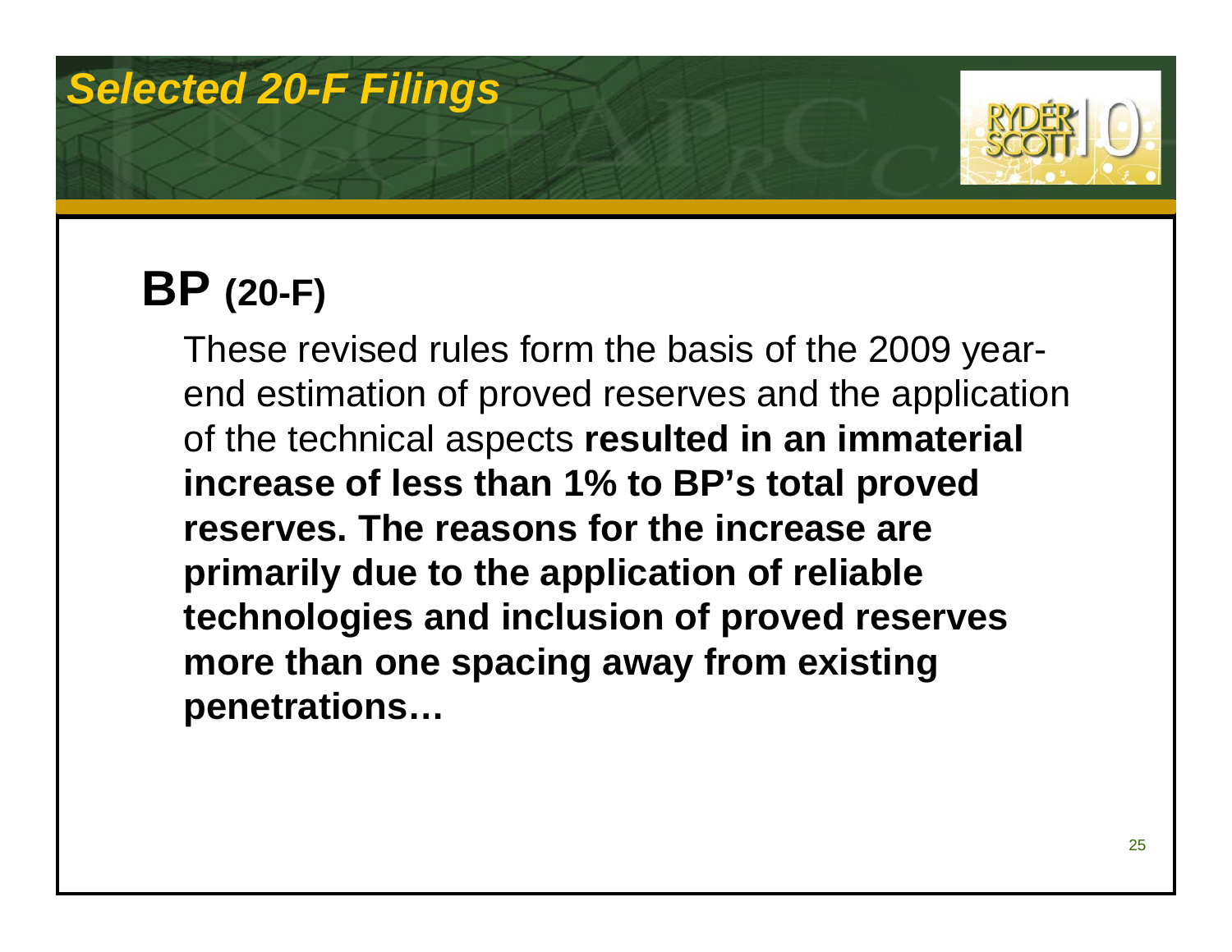# Selected 20-F Filings

## BP (20-F)

These revised rules form the basis of the 2009 year-end estimation of proved reserves and the application of the technical aspects **resulted in an immaterial increase of less than 1% to BP's total proved reserves. The reasons for the increase are primarily due to the application of reliable technologies and inclusion of proved reserves more than one spacing away from existing penetrations…**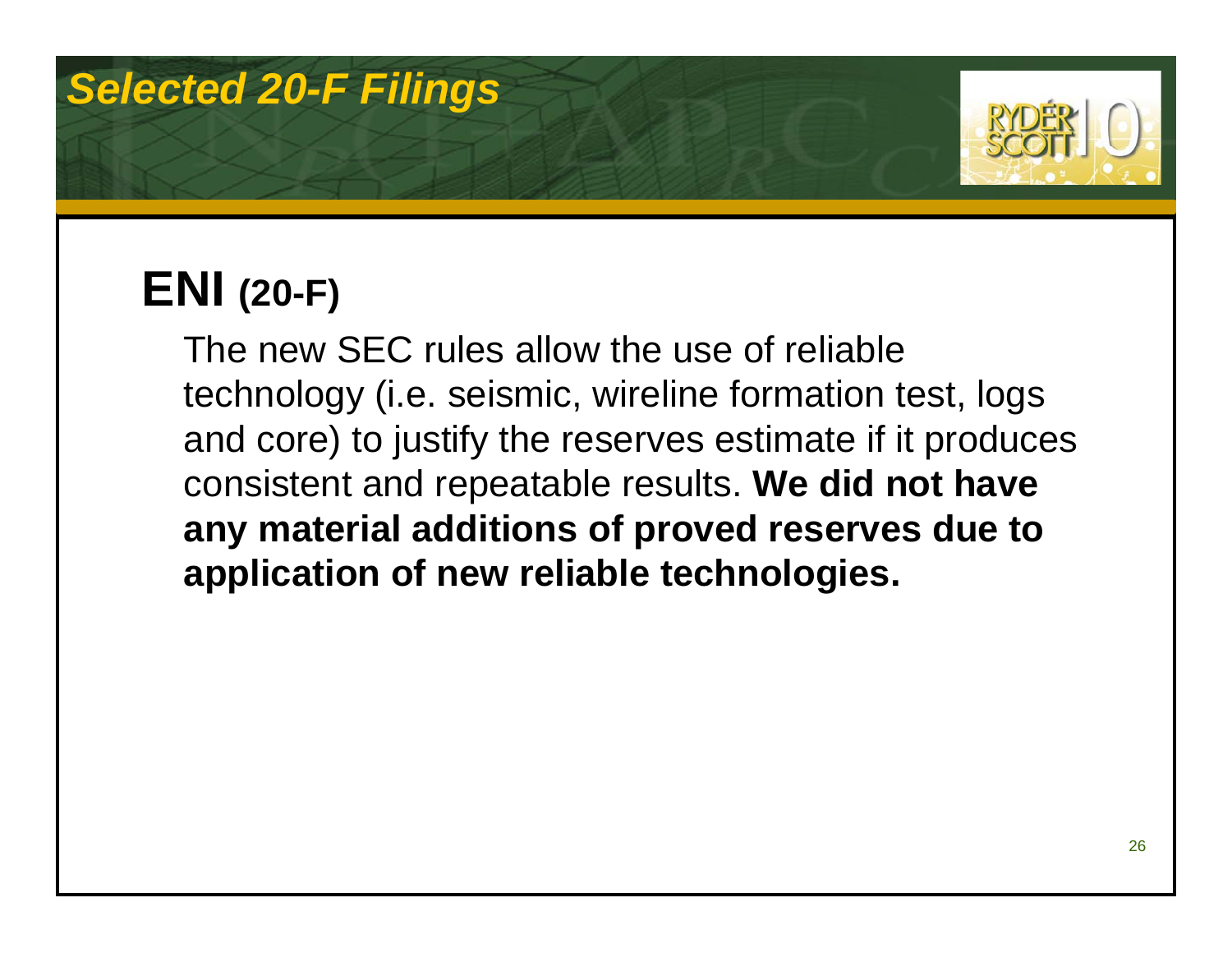# Selected 20-F Filings

## ENI (20-F)

The new SEC rules allow the use of reliable technology (i.e. seismic, wireline formation test, logs and core) to justify the reserves estimate if it produces consistent and repeatable results. **We did not have any material additions of proved reserves due to application of new reliable technologies.**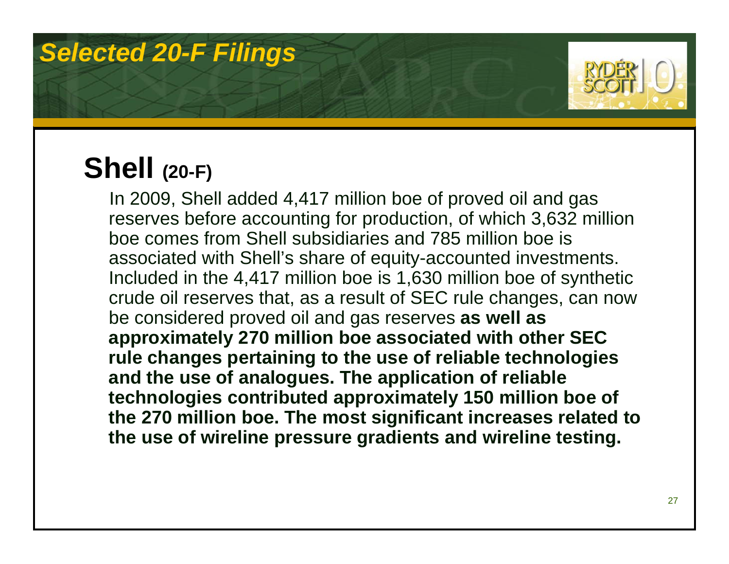# Selected 20-F Filings

## Shell (20-F)

In 2009, Shell added 4,417 million boe of proved oil and gas reserves before accounting for production, of which 3,632 million boe comes from Shell subsidiaries and 785 million boe is associated with Shell's share of equity-accounted investments. Included in the 4,417 million boe is 1,630 million boe of synthetic crude oil reserves that, as a result of SEC rule changes, can now be considered proved oil and gas reserves **as well as approximately 270 million boe associated with other SEC rule changes pertaining to the use of reliable technologies and the use of analogues. The application of reliable technologies contributed approximately 150 million boe of the 270 million boe. The most significant increases related to the use of wireline pressure gradients and wireline testing.**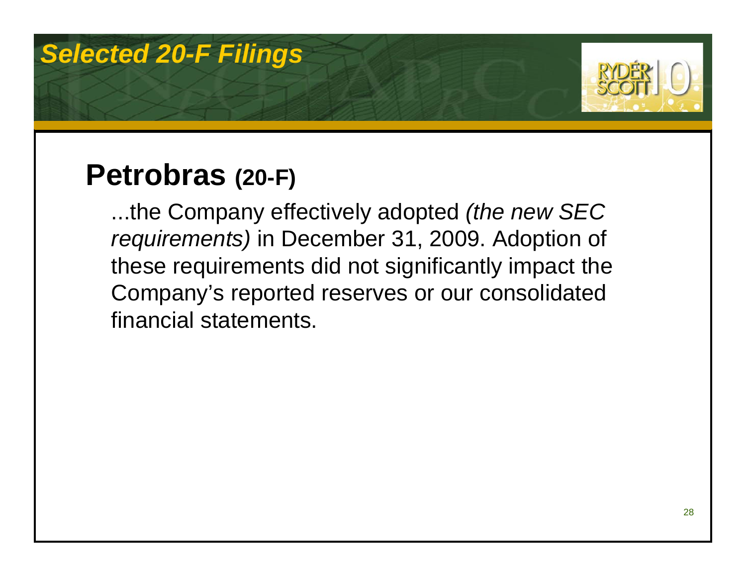# Selected 20-F Filings

## Petrobras (20-F)

...the Company effectively adopted *(the new SEC requirements)* in December 31, 2009. Adoption of these requirements did not significantly impact the Company's reported reserves or our consolidated financial statements.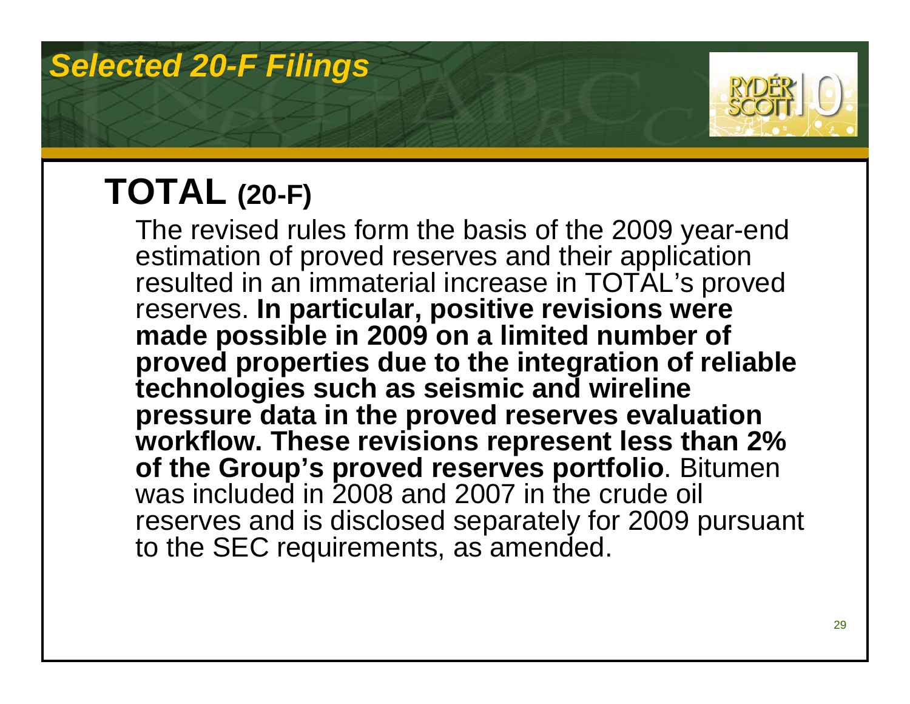# Selected 20-F Filings

## TOTAL (20-F)

The revised rules form the basis of the 2009 year-end estimation of proved reserves and their application resulted in an immaterial increase in TOTAL's proved reserves. **In particular, positive revisions were made possible in 2009 on a limited number of proved properties due to the integration of reliable technologies such as seismic and wireline pressure data in the proved reserves evaluation workflow. These revisions represent less than 2% of the Group's proved reserves portfolio**. Bitumen was included in 2008 and 2007 in the crude oil reserves and is disclosed separately for 2009 pursuant to the SEC requirements, as amended.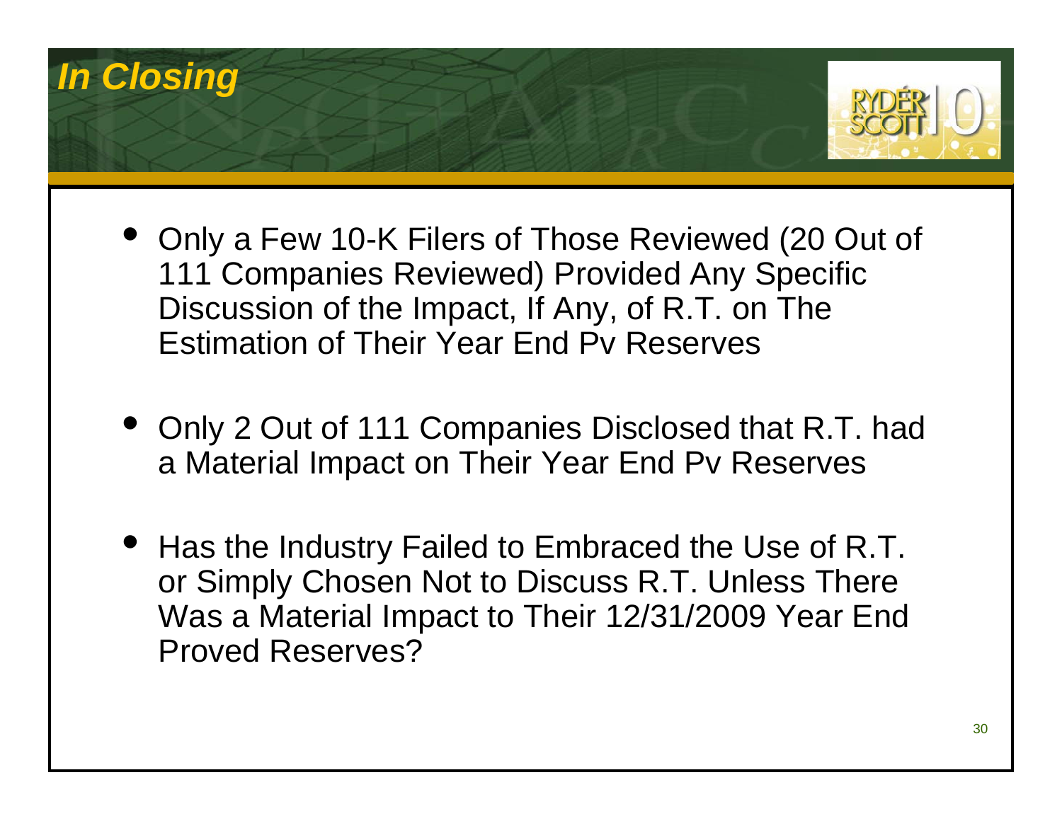# In Closing

- Only a Few 10-K Filers of Those Reviewed (20 Out of 111 Companies Reviewed) Provided Any Specific Discussion of the Impact, If Any, of R.T. on The Estimation of Their Year End Pv Reserves
- Only 2 Out of 111 Companies Disclosed that R.T. had a Material Impact on Their Year End Pv Reserves
- Has the Industry Failed to Embraced the Use of R.T. or Simply Chosen Not to Discuss R.T. Unless There Was a Material Impact to Their 12/31/2009 Year End Proved Reserves?